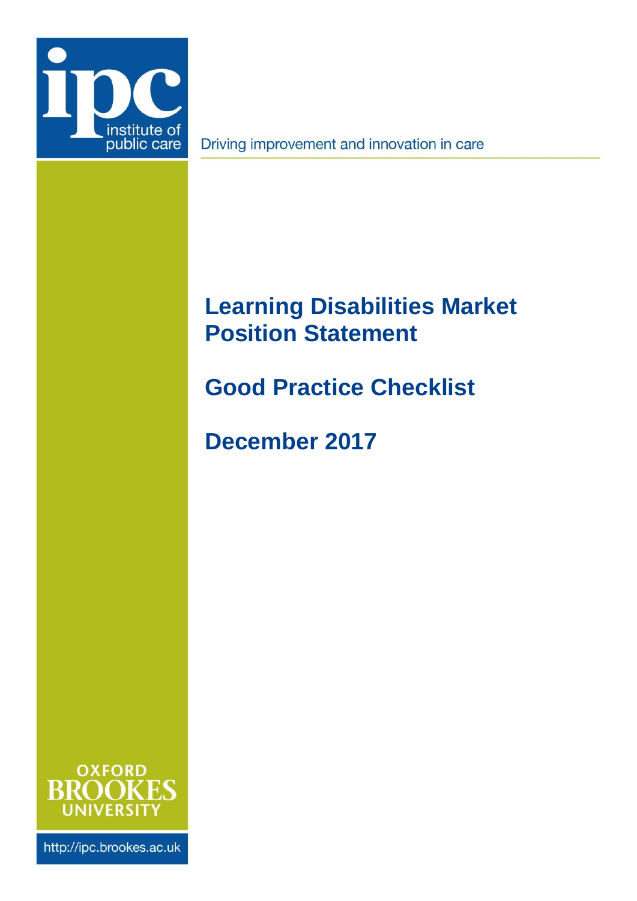ipc institute of public care

Driving improvement and innovation in care

# Learning Disabilities Market Position Statement

## Good Practice Checklist

## December 2017

OXFORD BROOKES UNIVERSITY

http://ipc.brookes.ac.uk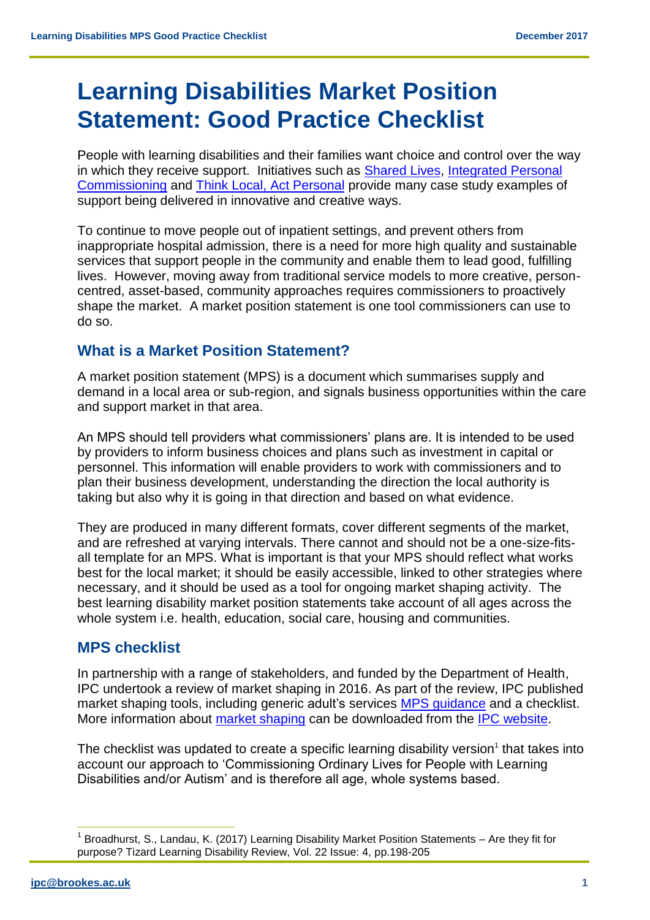# Learning Disabilities Market Position Statement: Good Practice Checklist

People with learning disabilities and their families want choice and control over the way in which they receive support. Initiatives such as Shared Lives, Integrated Personal Commissioning and Think Local, Act Personal provide many case study examples of support being delivered in innovative and creative ways.

To continue to move people out of inpatient settings, and prevent others from inappropriate hospital admission, there is a need for more high quality and sustainable services that support people in the community and enable them to lead good, fulfilling lives. However, moving away from traditional service models to more creative, person-centred, asset-based, community approaches requires commissioners to proactively shape the market. A market position statement is one tool commissioners can use to do so.

## What is a Market Position Statement?

A market position statement (MPS) is a document which summarises supply and demand in a local area or sub-region, and signals business opportunities within the care and support market in that area.

An MPS should tell providers what commissioners' plans are. It is intended to be used by providers to inform business choices and plans such as investment in capital or personnel. This information will enable providers to work with commissioners and to plan their business development, understanding the direction the local authority is taking but also why it is going in that direction and based on what evidence.

They are produced in many different formats, cover different segments of the market, and are refreshed at varying intervals. There cannot and should not be a one-size-fits-all template for an MPS. What is important is that your MPS should reflect what works best for the local market; it should be easily accessible, linked to other strategies where necessary, and it should be used as a tool for ongoing market shaping activity. The best learning disability market position statements take account of all ages across the whole system i.e. health, education, social care, housing and communities.

## MPS checklist

In partnership with a range of stakeholders, and funded by the Department of Health, IPC undertook a review of market shaping in 2016. As part of the review, IPC published market shaping tools, including generic adult's services MPS guidance and a checklist. More information about market shaping can be downloaded from the IPC website.

The checklist was updated to create a specific learning disability version[1] that takes into account our approach to 'Commissioning Ordinary Lives for People with Learning Disabilities and/or Autism' and is therefore all age, whole systems based.

[1] Broadhurst, S., Landau, K. (2017) Learning Disability Market Position Statements – Are they fit for purpose? Tizard Learning Disability Review, Vol. 22 Issue: 4, pp.198-205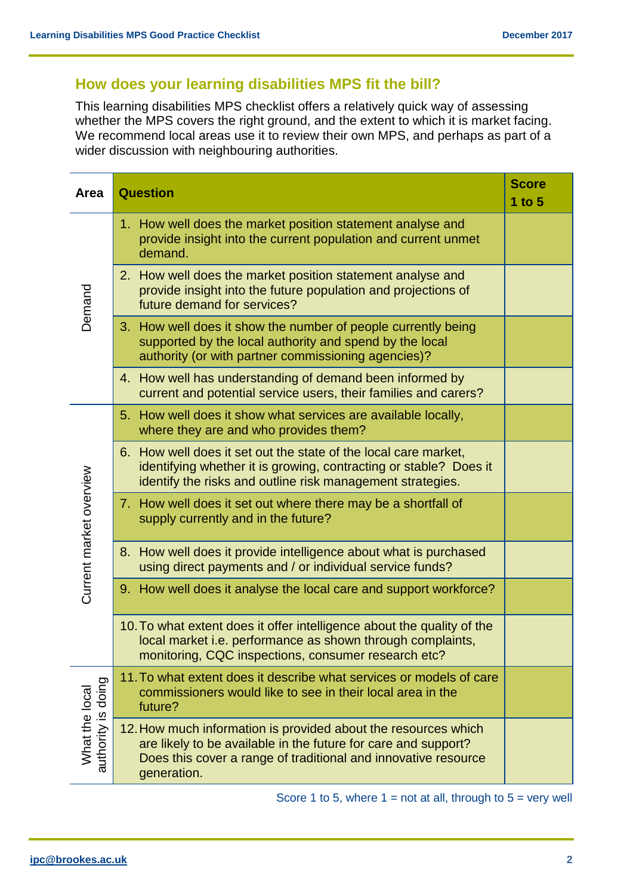## How does your learning disabilities MPS fit the bill?

This learning disabilities MPS checklist offers a relatively quick way of assessing whether the MPS covers the right ground, and the extent to which it is market facing. We recommend local areas use it to review their own MPS, and perhaps as part of a wider discussion with neighbouring authorities.

| Area | Question | Score 1 to 5 |
|---|---|---|
| Demand | 1. How well does the market position statement analyse and provide insight into the current population and current unmet demand. | |
| | 2. How well does the market position statement analyse and provide insight into the future population and projections of future demand for services? | |
| | 3. How well does it show the number of people currently being supported by the local authority and spend by the local authority (or with partner commissioning agencies)? | |
| | 4. How well has understanding of demand been informed by current and potential service users, their families and carers? | |
| Current market overview | 5. How well does it show what services are available locally, where they are and who provides them? | |
| | 6. How well does it set out the state of the local care market, identifying whether it is growing, contracting or stable? Does it identify the risks and outline risk management strategies. | |
| | 7. How well does it set out where there may be a shortfall of supply currently and in the future? | |
| | 8. How well does it provide intelligence about what is purchased using direct payments and / or individual service funds? | |
| | 9. How well does it analyse the local care and support workforce? | |
| | 10. To what extent does it offer intelligence about the quality of the local market i.e. performance as shown through complaints, monitoring, CQC inspections, consumer research etc? | |
| What the local authority is doing | 11. To what extent does it describe what services or models of care commissioners would like to see in their local area in the future? | |
| | 12. How much information is provided about the resources which are likely to be available in the future for care and support? Does this cover a range of traditional and innovative resource generation. | |

Score 1 to 5, where 1 = not at all, through to 5 = very well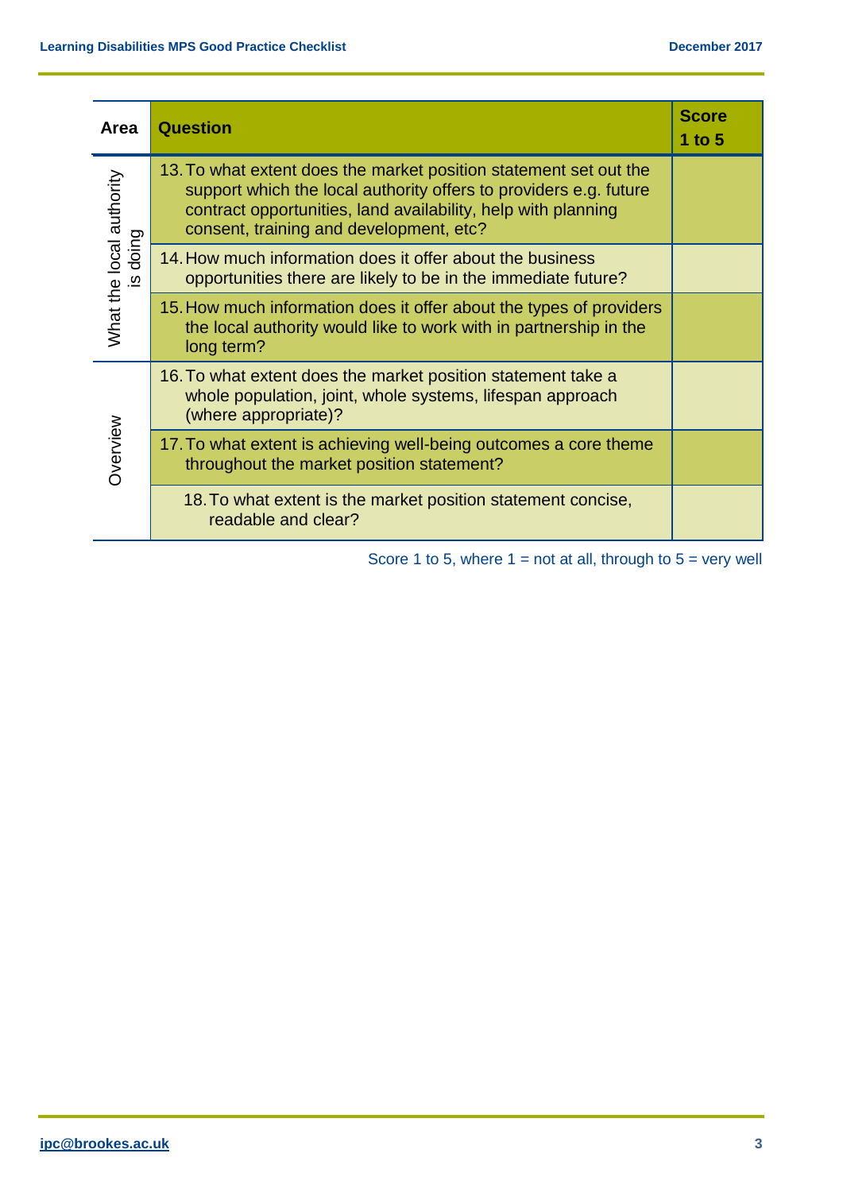| Area | Question | Score 1 to 5 |
| --- | --- | --- |
| What the local authority is doing | 13. To what extent does the market position statement set out the support which the local authority offers to providers e.g. future contract opportunities, land availability, help with planning consent, training and development, etc? | |
| | 14. How much information does it offer about the business opportunities there are likely to be in the immediate future? | |
| | 15. How much information does it offer about the types of providers the local authority would like to work with in partnership in the long term? | |
| Overview | 16. To what extent does the market position statement take a whole population, joint, whole systems, lifespan approach (where appropriate)? | |
| | 17. To what extent is achieving well-being outcomes a core theme throughout the market position statement? | |
| | 18. To what extent is the market position statement concise, readable and clear? | |

Score 1 to 5, where 1 = not at all, through to 5 = very well